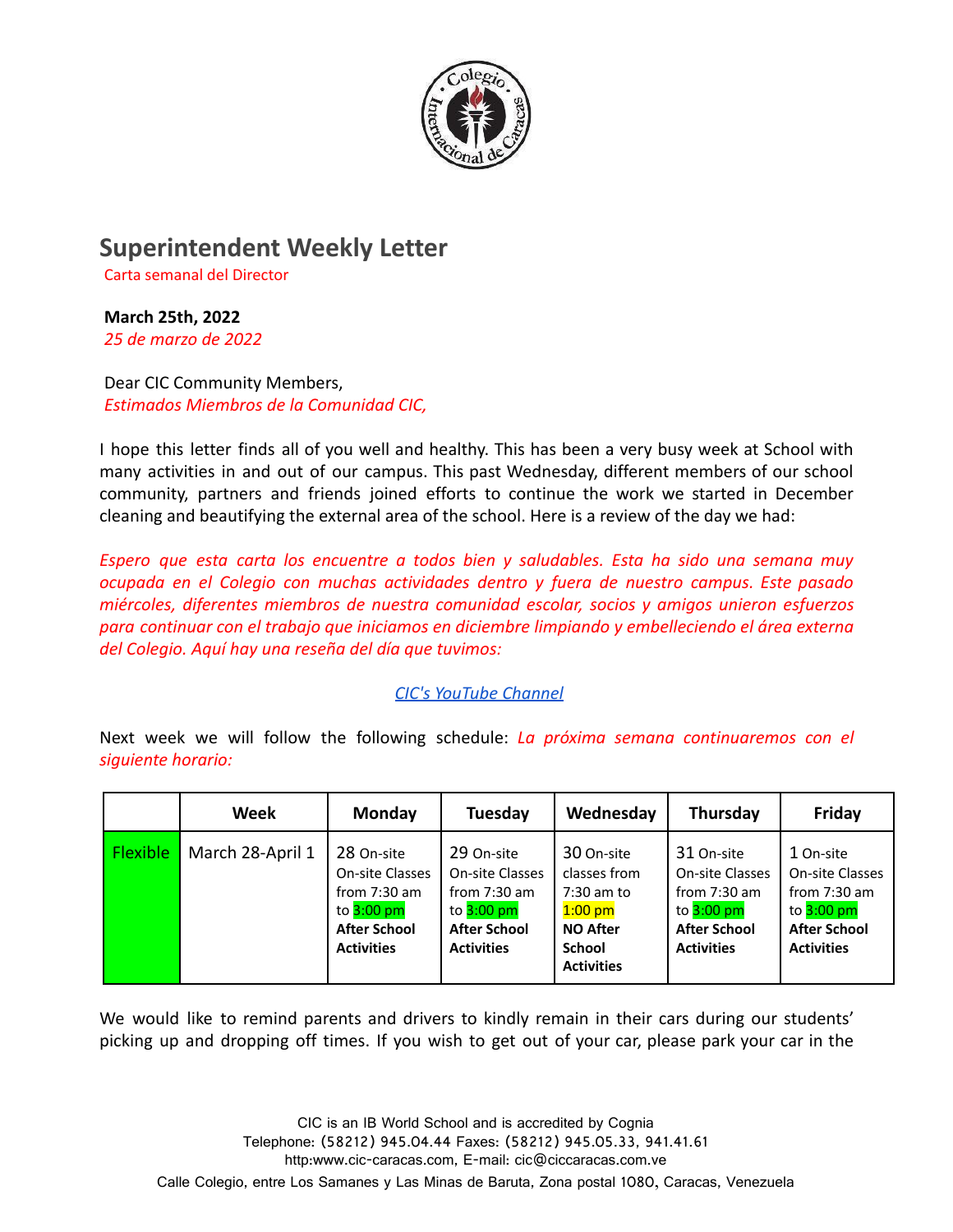# Superintendent Weekly Letter

Carta semanal del Director

**March 25th, 2022**
*25 de marzo de 2022*

Dear CIC Community Members,
*Estimados Miembros de la Comunidad CIC,*

I hope this letter finds all of you well and healthy. This has been a very busy week at School with many activities in and out of our campus. This past Wednesday, different members of our school community, partners and friends joined efforts to continue the work we started in December cleaning and beautifying the external area of the school. Here is a review of the day we had:

*Espero que esta carta los encuentre a todos bien y saludables. Esta ha sido una semana muy ocupada en el Colegio con muchas actividades dentro y fuera de nuestro campus. Este pasado miércoles, diferentes miembros de nuestra comunidad escolar, socios y amigos unieron esfuerzos para continuar con el trabajo que iniciamos en diciembre limpiando y embelleciendo el área externa del Colegio. Aquí hay una reseña del día que tuvimos:*

[CIC's YouTube Channel]

Next week we will follow the following schedule: *La próxima semana continuaremos con el siguiente horario:*

| | Week | Monday | Tuesday | Wednesday | Thursday | Friday |
|---|---|---|---|---|---|---|
| Flexible | March 28-April 1 | 28 On-site On-site Classes from 7:30 am to 3:00 pm **After School Activities** | 29 On-site On-site Classes from 7:30 am to 3:00 pm **After School Activities** | 30 On-site classes from 7:30 am to 1:00 pm **NO After School Activities** | 31 On-site On-site Classes from 7:30 am to 3:00 pm **After School Activities** | 1 On-site On-site Classes from 7:30 am to 3:00 pm **After School Activities** |

We would like to remind parents and drivers to kindly remain in their cars during our students' picking up and dropping off times. If you wish to get out of your car, please park your car in the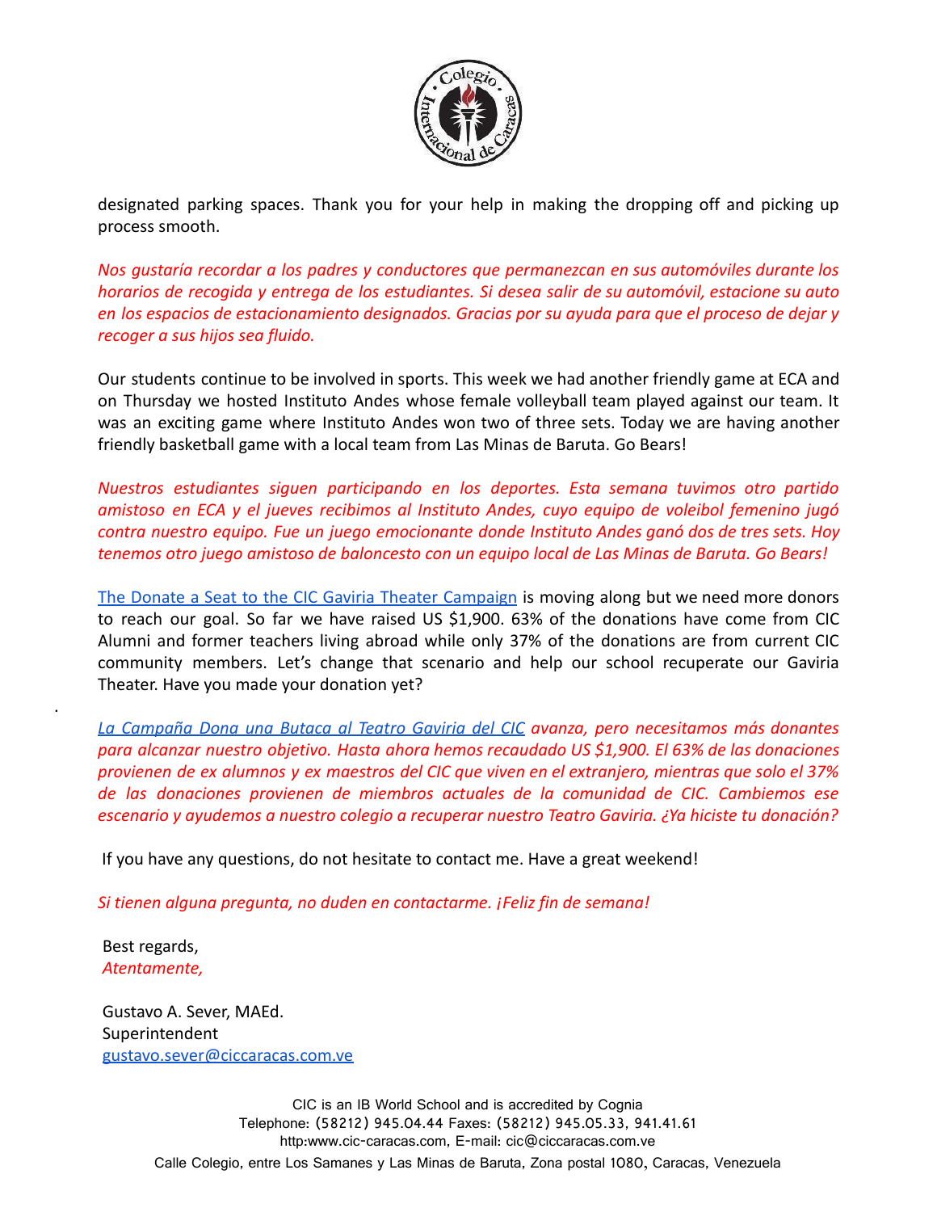designated parking spaces. Thank you for your help in making the dropping off and picking up process smooth.

*Nos gustaría recordar a los padres y conductores que permanezcan en sus automóviles durante los horarios de recogida y entrega de los estudiantes. Si desea salir de su automóvil, estacione su auto en los espacios de estacionamiento designados. Gracias por su ayuda para que el proceso de dejar y recoger a sus hijos sea fluido.*

Our students continue to be involved in sports. This week we had another friendly game at ECA and on Thursday we hosted Instituto Andes whose female volleyball team played against our team. It was an exciting game where Instituto Andes won two of three sets. Today we are having another friendly basketball game with a local team from Las Minas de Baruta. Go Bears!

*Nuestros estudiantes siguen participando en los deportes. Esta semana tuvimos otro partido amistoso en ECA y el jueves recibimos al Instituto Andes, cuyo equipo de voleibol femenino jugó contra nuestro equipo. Fue un juego emocionante donde Instituto Andes ganó dos de tres sets. Hoy tenemos otro juego amistoso de baloncesto con un equipo local de Las Minas de Baruta. Go Bears!*

The Donate a Seat to the CIC Gaviria Theater Campaign is moving along but we need more donors to reach our goal. So far we have raised US $1,900. 63% of the donations have come from CIC Alumni and former teachers living abroad while only 37% of the donations are from current CIC community members. Let's change that scenario and help our school recuperate our Gaviria Theater. Have you made your donation yet?

*La Campaña Dona una Butaca al Teatro Gaviria del CIC avanza, pero necesitamos más donantes para alcanzar nuestro objetivo. Hasta ahora hemos recaudado US $1,900. El 63% de las donaciones provienen de ex alumnos y ex maestros del CIC que viven en el extranjero, mientras que solo el 37% de las donaciones provienen de miembros actuales de la comunidad de CIC. Cambiemos ese escenario y ayudemos a nuestro colegio a recuperar nuestro Teatro Gaviria. ¿Ya hiciste tu donación?*

If you have any questions, do not hesitate to contact me. Have a great weekend!

*Si tienen alguna pregunta, no duden en contactarme. ¡Feliz fin de semana!*

Best regards,
*Atentamente,*

Gustavo A. Sever, MAEd.
Superintendent
gustavo.sever@ciccaracas.com.ve

CIC is an IB World School and is accredited by Cognia
Telephone: (58212) 945.04.44 Faxes: (58212) 945.05.33, 941.41.61
http:www.cic-caracas.com, E-mail: cic@ciccaracas.com.ve
Calle Colegio, entre Los Samanes y Las Minas de Baruta, Zona postal 1080, Caracas, Venezuela